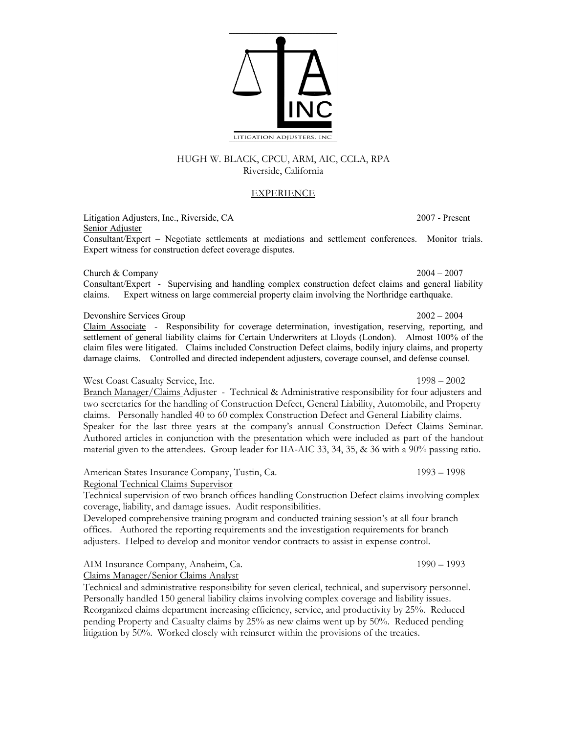LITIGATION ADJUSTERS, INC

HUGH W. BLACK, CPCU, ARM, AIC, CCLA, RPA
Riverside, California

## EXPERIENCE

Litigation Adjusters, Inc., Riverside, CA — 2007 - Present
Senior Adjuster
Consultant/Expert – Negotiate settlements at mediations and settlement conferences. Monitor trials. Expert witness for construction defect coverage disputes.

Church & Company — 2004 – 2007
Consultant/Expert - Supervising and handling complex construction defect claims and general liability claims. Expert witness on large commercial property claim involving the Northridge earthquake.

Devonshire Services Group — 2002 – 2004
Claim Associate - Responsibility for coverage determination, investigation, reserving, reporting, and settlement of general liability claims for Certain Underwriters at Lloyds (London). Almost 100% of the claim files were litigated. Claims included Construction Defect claims, bodily injury claims, and property damage claims. Controlled and directed independent adjusters, coverage counsel, and defense counsel.

West Coast Casualty Service, Inc. — 1998 – 2002
Branch Manager/Claims Adjuster - Technical & Administrative responsibility for four adjusters and two secretaries for the handling of Construction Defect, General Liability, Automobile, and Property claims. Personally handled 40 to 60 complex Construction Defect and General Liability claims. Speaker for the last three years at the company's annual Construction Defect Claims Seminar. Authored articles in conjunction with the presentation which were included as part of the handout material given to the attendees. Group leader for IIA-AIC 33, 34, 35, & 36 with a 90% passing ratio.

American States Insurance Company, Tustin, Ca. — 1993 – 1998
Regional Technical Claims Supervisor
Technical supervision of two branch offices handling Construction Defect claims involving complex coverage, liability, and damage issues. Audit responsibilities.
Developed comprehensive training program and conducted training session's at all four branch offices. Authored the reporting requirements and the investigation requirements for branch adjusters. Helped to develop and monitor vendor contracts to assist in expense control.

AIM Insurance Company, Anaheim, Ca. — 1990 – 1993
Claims Manager/Senior Claims Analyst
Technical and administrative responsibility for seven clerical, technical, and supervisory personnel. Personally handled 150 general liability claims involving complex coverage and liability issues. Reorganized claims department increasing efficiency, service, and productivity by 25%. Reduced pending Property and Casualty claims by 25% as new claims went up by 50%. Reduced pending litigation by 50%. Worked closely with reinsurer within the provisions of the treaties.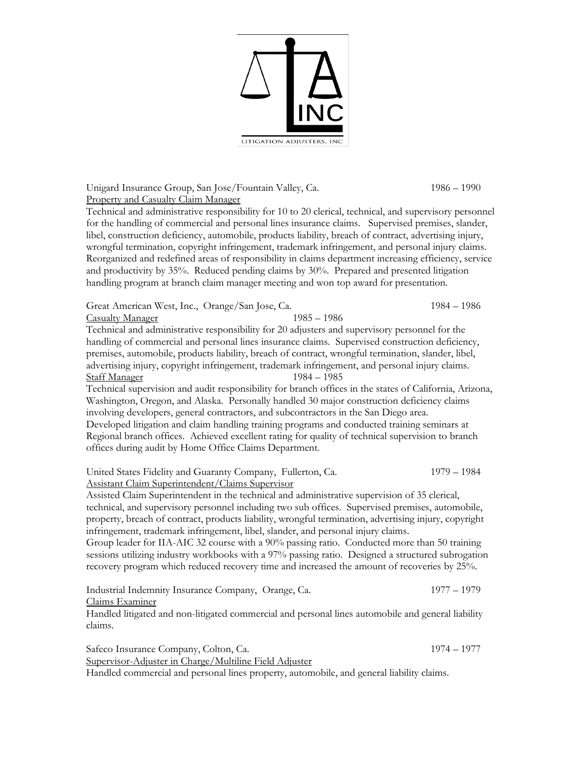LITIGATION ADJUSTERS, INC

Unigard Insurance Group, San Jose/Fountain Valley, Ca. 1986 – 1990
Property and Casualty Claim Manager
Technical and administrative responsibility for 10 to 20 clerical, technical, and supervisory personnel for the handling of commercial and personal lines insurance claims. Supervised premises, slander, libel, construction deficiency, automobile, products liability, breach of contract, advertising injury, wrongful termination, copyright infringement, trademark infringement, and personal injury claims. Reorganized and redefined areas of responsibility in claims department increasing efficiency, service and productivity by 35%. Reduced pending claims by 30%. Prepared and presented litigation handling program at branch claim manager meeting and won top award for presentation.

Great American West, Inc., Orange/San Jose, Ca. 1984 – 1986
Casualty Manager 1985 – 1986
Technical and administrative responsibility for 20 adjusters and supervisory personnel for the handling of commercial and personal lines insurance claims. Supervised construction deficiency, premises, automobile, products liability, breach of contract, wrongful termination, slander, libel, advertising injury, copyright infringement, trademark infringement, and personal injury claims.
Staff Manager 1984 – 1985
Technical supervision and audit responsibility for branch offices in the states of California, Arizona, Washington, Oregon, and Alaska. Personally handled 30 major construction deficiency claims involving developers, general contractors, and subcontractors in the San Diego area.
Developed litigation and claim handling training programs and conducted training seminars at Regional branch offices. Achieved excellent rating for quality of technical supervision to branch offices during audit by Home Office Claims Department.

United States Fidelity and Guaranty Company, Fullerton, Ca. 1979 – 1984
Assistant Claim Superintendent/Claims Supervisor
Assisted Claim Superintendent in the technical and administrative supervision of 35 clerical, technical, and supervisory personnel including two sub offices. Supervised premises, automobile, property, breach of contract, products liability, wrongful termination, advertising injury, copyright infringement, trademark infringement, libel, slander, and personal injury claims.
Group leader for IIA-AIC 32 course with a 90% passing ratio. Conducted more than 50 training sessions utilizing industry workbooks with a 97% passing ratio. Designed a structured subrogation recovery program which reduced recovery time and increased the amount of recoveries by 25%.

Industrial Indemnity Insurance Company, Orange, Ca. 1977 – 1979
Claims Examiner
Handled litigated and non-litigated commercial and personal lines automobile and general liability claims.

Safeco Insurance Company, Colton, Ca. 1974 – 1977
Supervisor-Adjuster in Charge/Multiline Field Adjuster
Handled commercial and personal lines property, automobile, and general liability claims.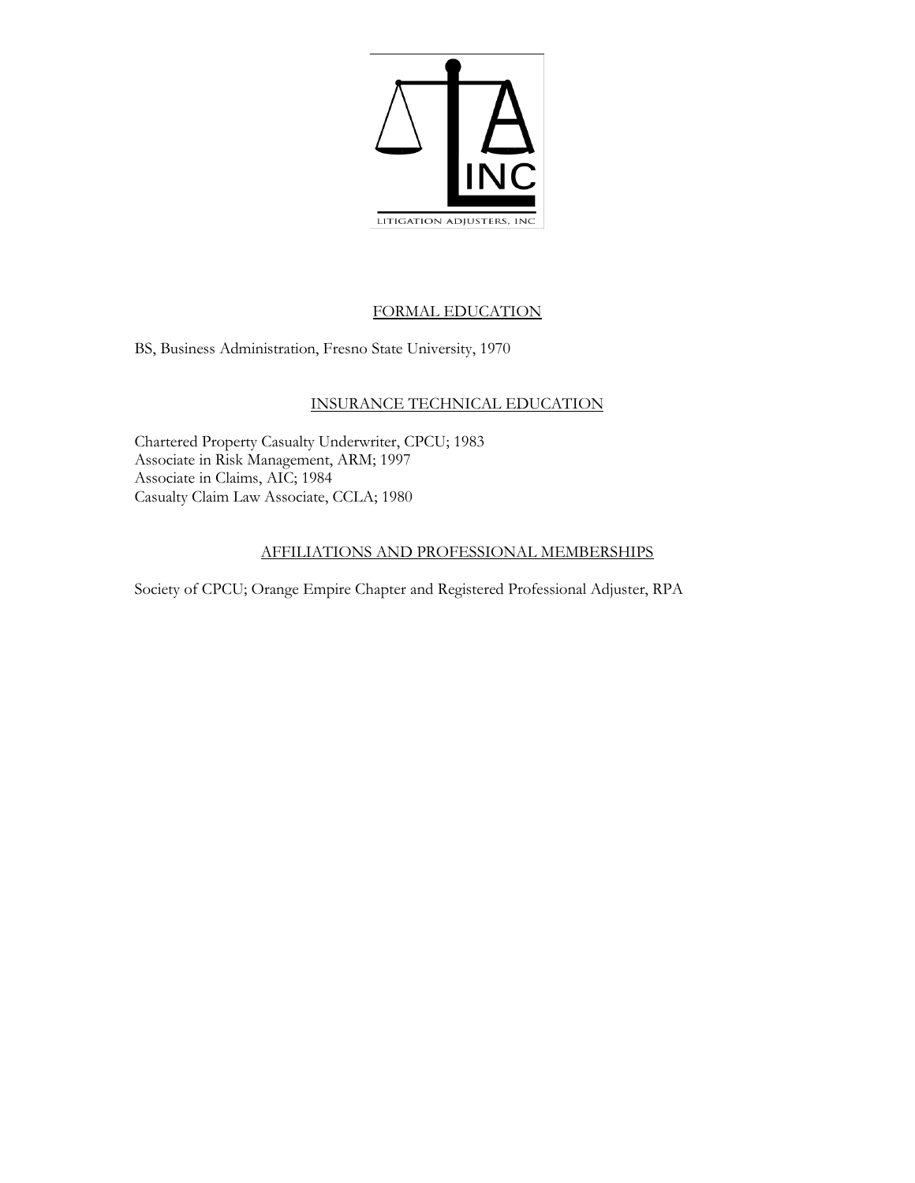LITIGATION ADJUSTERS, INC

## FORMAL EDUCATION

BS, Business Administration, Fresno State University, 1970

## INSURANCE TECHNICAL EDUCATION

Chartered Property Casualty Underwriter, CPCU; 1983
Associate in Risk Management, ARM; 1997
Associate in Claims, AIC; 1984
Casualty Claim Law Associate, CCLA; 1980

## AFFILIATIONS AND PROFESSIONAL MEMBERSHIPS

Society of CPCU; Orange Empire Chapter and Registered Professional Adjuster, RPA